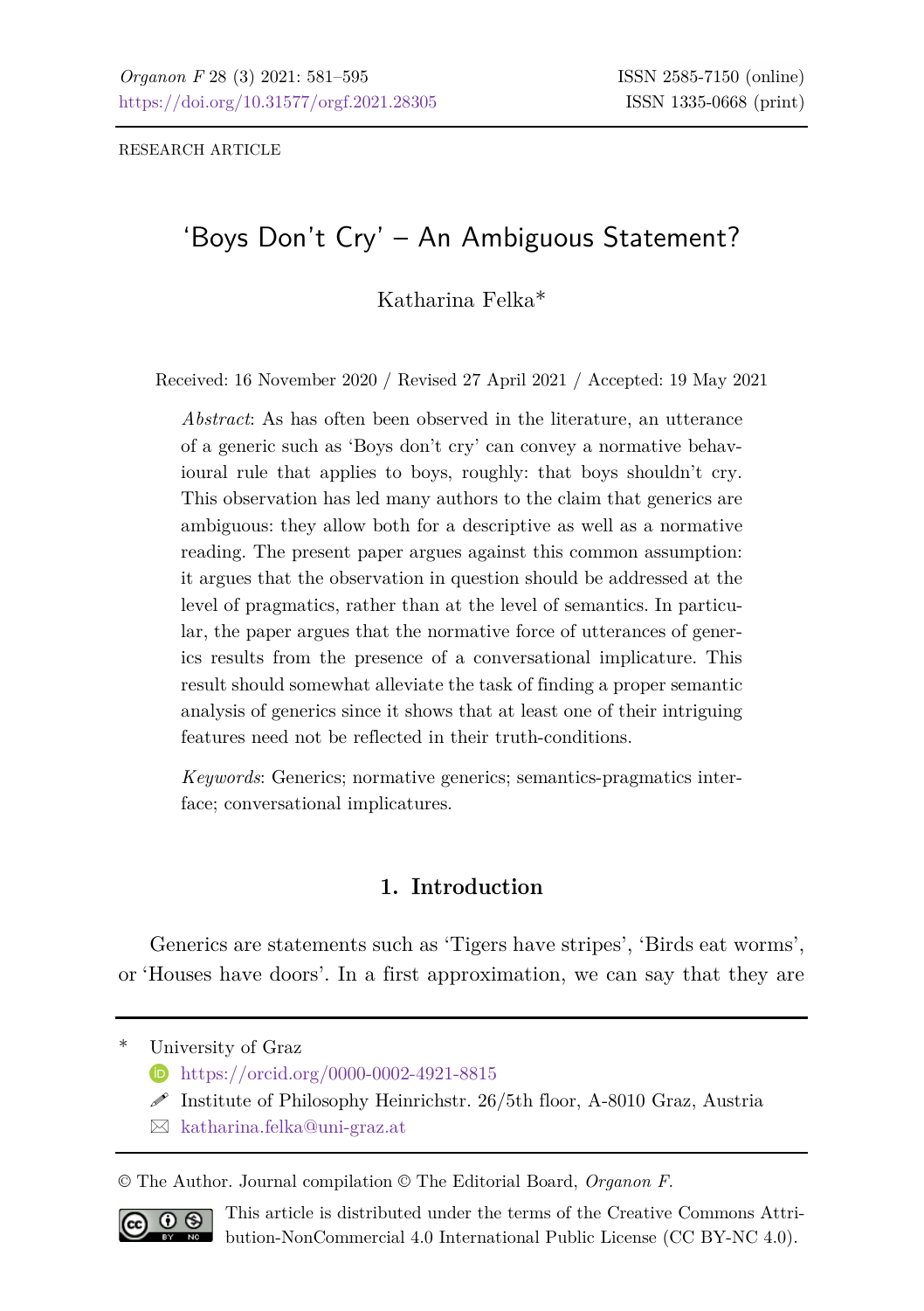RESEARCH ARTICLE

# 'Boys Don't Cry' – An Ambiguous Statement?

Katharina Felka*

Received: 16 November 2020 / Revised 27 April 2021 / Accepted: 19 May 2021

*Abstract*: As has often been observed in the literature, an utterance of a generic such as 'Boys don't cry' can convey a normative behavioural rule that applies to boys, roughly: that boys shouldn't cry. This observation has led many authors to the claim that generics are ambiguous: they allow both for a descriptive as well as a normative reading. The present paper argues against this common assumption: it argues that the observation in question should be addressed at the level of pragmatics, rather than at the level of semantics. In particular, the paper argues that the normative force of utterances of generics results from the presence of a conversational implicature. This result should somewhat alleviate the task of finding a proper semantic analysis of generics since it shows that at least one of their intriguing features need not be reflected in their truth-conditions.

*Keywords*: Generics; normative generics; semantics-pragmatics interface; conversational implicatures.

## 1. Introduction

Generics are statements such as 'Tigers have stripes', 'Birds eat worms', or 'Houses have doors'. In a first approximation, we can say that they are

---

\* University of Graz
https://orcid.org/0000-0002-4921-8815
Institute of Philosophy Heinrichstr. 26/5th floor, A-8010 Graz, Austria
katharina.felka@uni-graz.at

© The Author. Journal compilation © The Editorial Board, *Organon F*.

This article is distributed under the terms of the Creative Commons Attribution-NonCommercial 4.0 International Public License (CC BY-NC 4.0).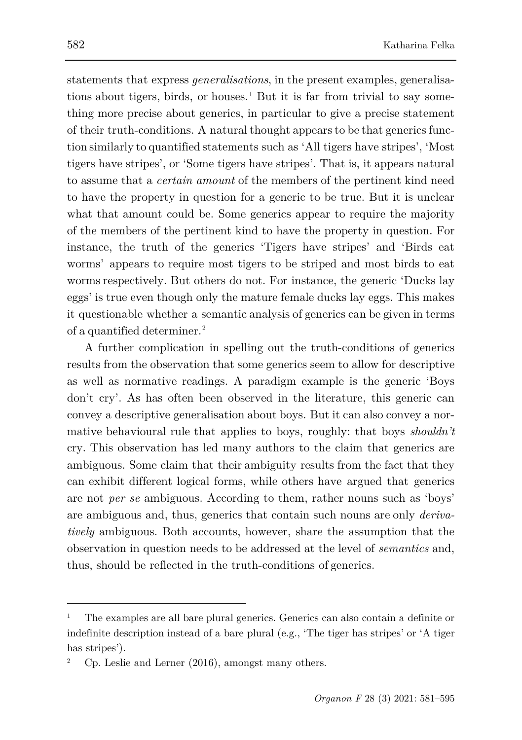statements that express *generalisations*, in the present examples, generalisations about tigers, birds, or houses.[1] But it is far from trivial to say something more precise about generics, in particular to give a precise statement of their truth-conditions. A natural thought appears to be that generics function similarly to quantified statements such as 'All tigers have stripes', 'Most tigers have stripes', or 'Some tigers have stripes'. That is, it appears natural to assume that a *certain amount* of the members of the pertinent kind need to have the property in question for a generic to be true. But it is unclear what that amount could be. Some generics appear to require the majority of the members of the pertinent kind to have the property in question. For instance, the truth of the generics 'Tigers have stripes' and 'Birds eat worms' appears to require most tigers to be striped and most birds to eat worms respectively. But others do not. For instance, the generic 'Ducks lay eggs' is true even though only the mature female ducks lay eggs. This makes it questionable whether a semantic analysis of generics can be given in terms of a quantified determiner.[2]

A further complication in spelling out the truth-conditions of generics results from the observation that some generics seem to allow for descriptive as well as normative readings. A paradigm example is the generic 'Boys don't cry'. As has often been observed in the literature, this generic can convey a descriptive generalisation about boys. But it can also convey a normative behavioural rule that applies to boys, roughly: that boys *shouldn't* cry. This observation has led many authors to the claim that generics are ambiguous. Some claim that their ambiguity results from the fact that they can exhibit different logical forms, while others have argued that generics are not *per se* ambiguous. According to them, rather nouns such as 'boys' are ambiguous and, thus, generics that contain such nouns are only *derivatively* ambiguous. Both accounts, however, share the assumption that the observation in question needs to be addressed at the level of *semantics* and, thus, should be reflected in the truth-conditions of generics.

---

[1] The examples are all bare plural generics. Generics can also contain a definite or indefinite description instead of a bare plural (e.g., 'The tiger has stripes' or 'A tiger has stripes').

[2] Cp. Leslie and Lerner (2016), amongst many others.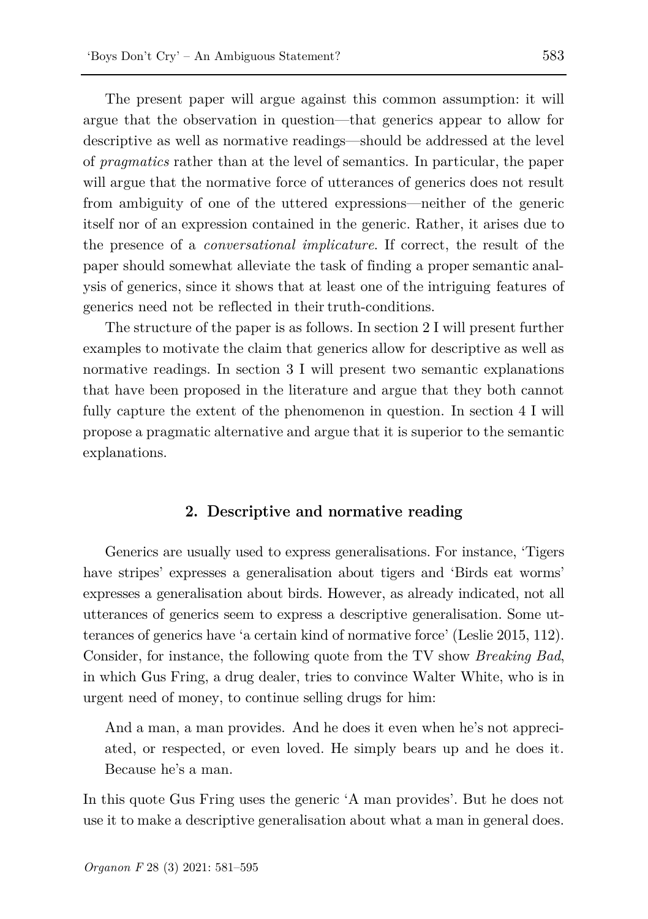The present paper will argue against this common assumption: it will argue that the observation in question—that generics appear to allow for descriptive as well as normative readings—should be addressed at the level of *pragmatics* rather than at the level of semantics. In particular, the paper will argue that the normative force of utterances of generics does not result from ambiguity of one of the uttered expressions—neither of the generic itself nor of an expression contained in the generic. Rather, it arises due to the presence of a *conversational implicature*. If correct, the result of the paper should somewhat alleviate the task of finding a proper semantic analysis of generics, since it shows that at least one of the intriguing features of generics need not be reflected in their truth-conditions.

The structure of the paper is as follows. In section 2 I will present further examples to motivate the claim that generics allow for descriptive as well as normative readings. In section 3 I will present two semantic explanations that have been proposed in the literature and argue that they both cannot fully capture the extent of the phenomenon in question. In section 4 I will propose a pragmatic alternative and argue that it is superior to the semantic explanations.

## 2. Descriptive and normative reading

Generics are usually used to express generalisations. For instance, 'Tigers have stripes' expresses a generalisation about tigers and 'Birds eat worms' expresses a generalisation about birds. However, as already indicated, not all utterances of generics seem to express a descriptive generalisation. Some utterances of generics have 'a certain kind of normative force' (Leslie 2015, 112). Consider, for instance, the following quote from the TV show *Breaking Bad*, in which Gus Fring, a drug dealer, tries to convince Walter White, who is in urgent need of money, to continue selling drugs for him:

> And a man, a man provides. And he does it even when he's not appreciated, or respected, or even loved. He simply bears up and he does it. Because he's a man.

In this quote Gus Fring uses the generic 'A man provides'. But he does not use it to make a descriptive generalisation about what a man in general does.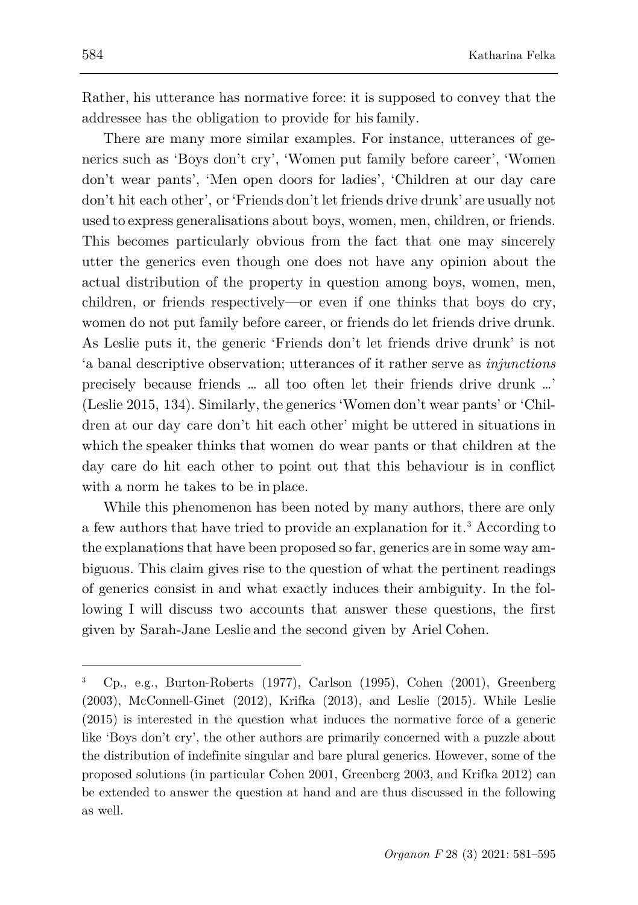Rather, his utterance has normative force: it is supposed to convey that the addressee has the obligation to provide for his family.

There are many more similar examples. For instance, utterances of generics such as 'Boys don't cry', 'Women put family before career', 'Women don't wear pants', 'Men open doors for ladies', 'Children at our day care don't hit each other', or 'Friends don't let friends drive drunk' are usually not used to express generalisations about boys, women, men, children, or friends. This becomes particularly obvious from the fact that one may sincerely utter the generics even though one does not have any opinion about the actual distribution of the property in question among boys, women, men, children, or friends respectively—or even if one thinks that boys do cry, women do not put family before career, or friends do let friends drive drunk. As Leslie puts it, the generic 'Friends don't let friends drive drunk' is not 'a banal descriptive observation; utterances of it rather serve as *injunctions* precisely because friends … all too often let their friends drive drunk …' (Leslie 2015, 134). Similarly, the generics 'Women don't wear pants' or 'Children at our day care don't hit each other' might be uttered in situations in which the speaker thinks that women do wear pants or that children at the day care do hit each other to point out that this behaviour is in conflict with a norm he takes to be in place.

While this phenomenon has been noted by many authors, there are only a few authors that have tried to provide an explanation for it.[3] According to the explanations that have been proposed so far, generics are in some way ambiguous. This claim gives rise to the question of what the pertinent readings of generics consist in and what exactly induces their ambiguity. In the following I will discuss two accounts that answer these questions, the first given by Sarah-Jane Leslie and the second given by Ariel Cohen.

---

[3] Cp., e.g., Burton-Roberts (1977), Carlson (1995), Cohen (2001), Greenberg (2003), McConnell-Ginet (2012), Krifka (2013), and Leslie (2015). While Leslie (2015) is interested in the question what induces the normative force of a generic like 'Boys don't cry', the other authors are primarily concerned with a puzzle about the distribution of indefinite singular and bare plural generics. However, some of the proposed solutions (in particular Cohen 2001, Greenberg 2003, and Krifka 2012) can be extended to answer the question at hand and are thus discussed in the following as well.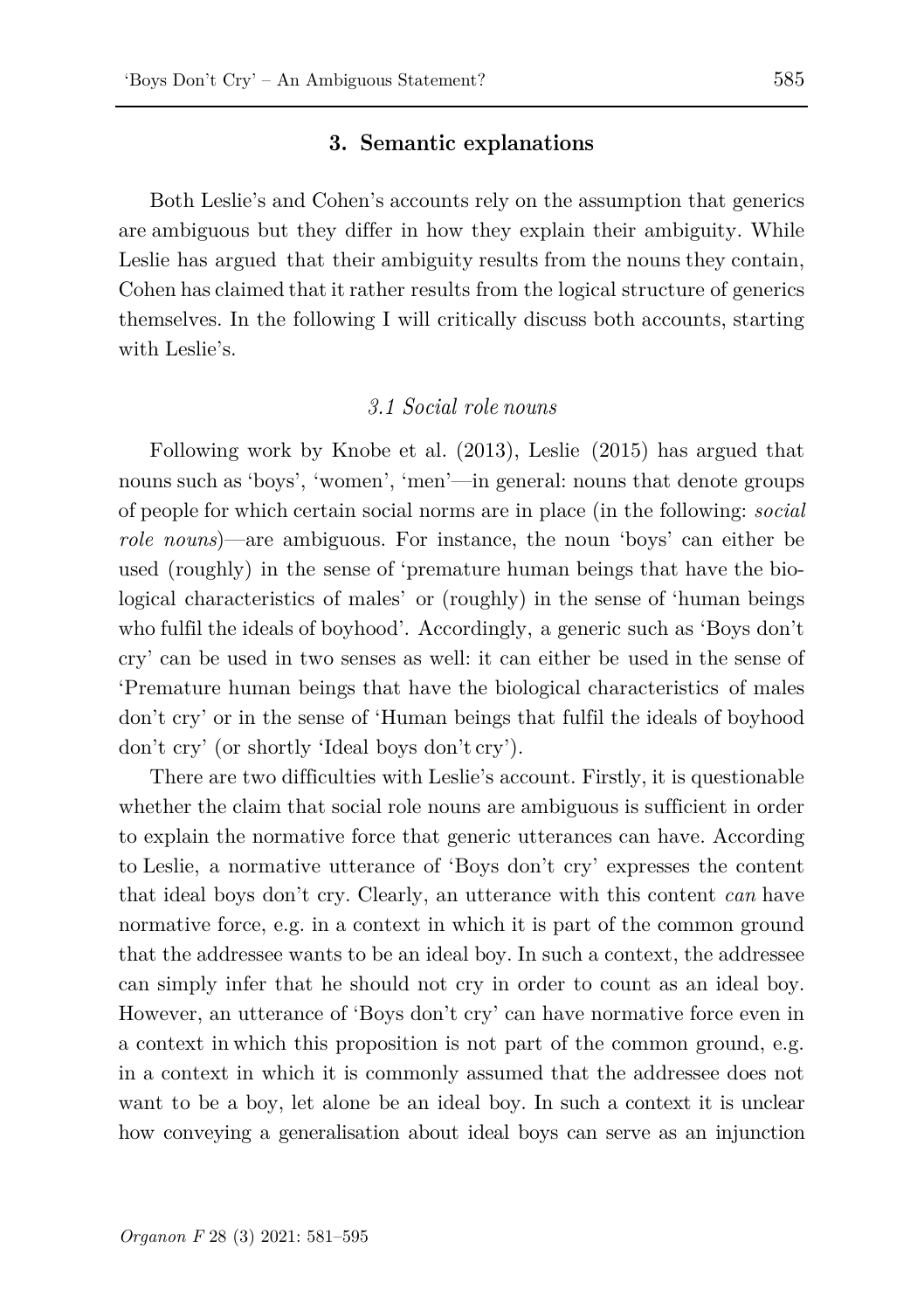## 3. Semantic explanations

Both Leslie's and Cohen's accounts rely on the assumption that generics are ambiguous but they differ in how they explain their ambiguity. While Leslie has argued that their ambiguity results from the nouns they contain, Cohen has claimed that it rather results from the logical structure of generics themselves. In the following I will critically discuss both accounts, starting with Leslie's.

### *3.1 Social role nouns*

Following work by Knobe et al. (2013), Leslie (2015) has argued that nouns such as 'boys', 'women', 'men'—in general: nouns that denote groups of people for which certain social norms are in place (in the following: *social role nouns*)—are ambiguous. For instance, the noun 'boys' can either be used (roughly) in the sense of 'premature human beings that have the biological characteristics of males' or (roughly) in the sense of 'human beings who fulfil the ideals of boyhood'. Accordingly, a generic such as 'Boys don't cry' can be used in two senses as well: it can either be used in the sense of 'Premature human beings that have the biological characteristics of males don't cry' or in the sense of 'Human beings that fulfil the ideals of boyhood don't cry' (or shortly 'Ideal boys don't cry').

There are two difficulties with Leslie's account. Firstly, it is questionable whether the claim that social role nouns are ambiguous is sufficient in order to explain the normative force that generic utterances can have. According to Leslie, a normative utterance of 'Boys don't cry' expresses the content that ideal boys don't cry. Clearly, an utterance with this content *can* have normative force, e.g. in a context in which it is part of the common ground that the addressee wants to be an ideal boy. In such a context, the addressee can simply infer that he should not cry in order to count as an ideal boy. However, an utterance of 'Boys don't cry' can have normative force even in a context in which this proposition is not part of the common ground, e.g. in a context in which it is commonly assumed that the addressee does not want to be a boy, let alone be an ideal boy. In such a context it is unclear how conveying a generalisation about ideal boys can serve as an injunction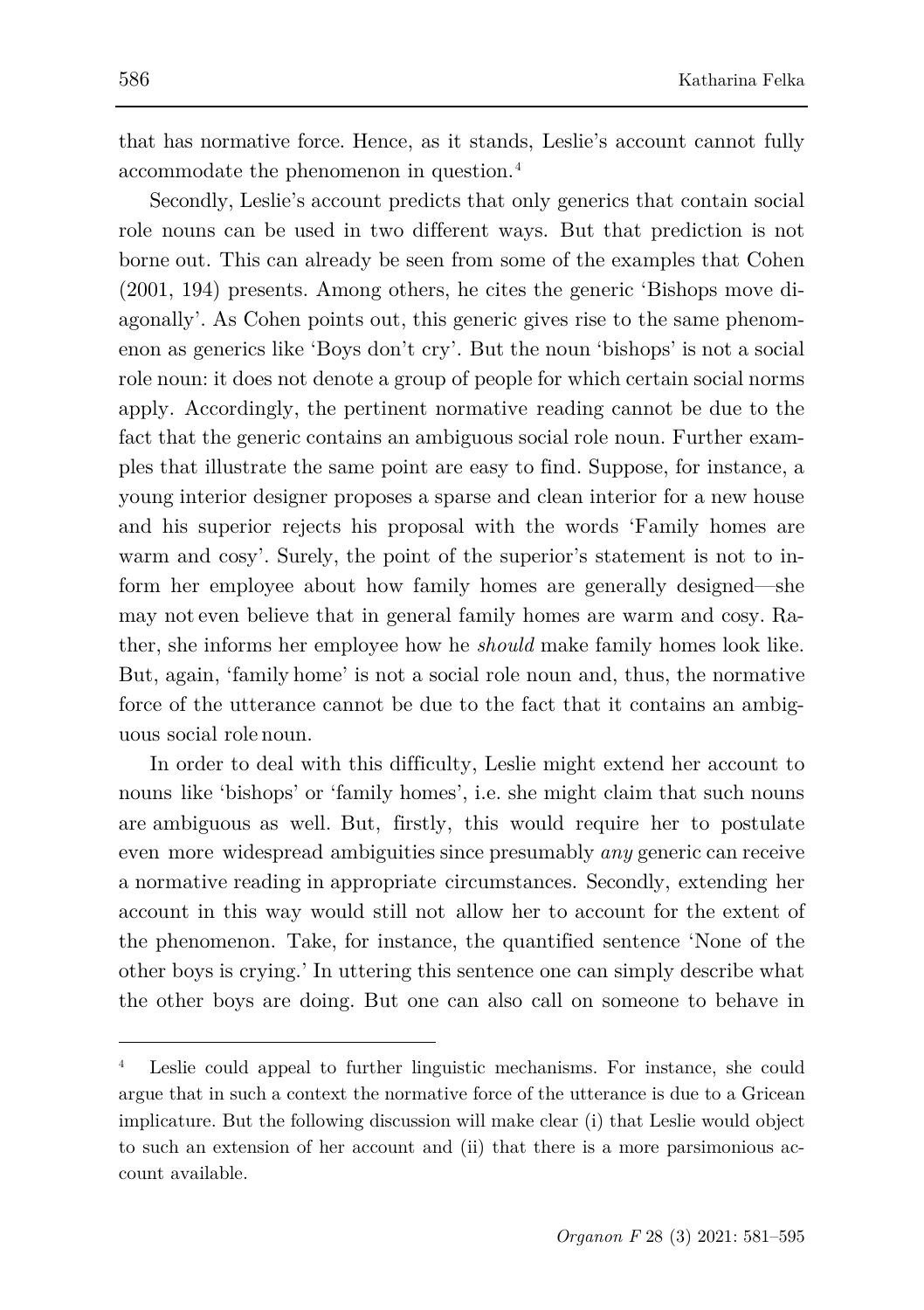that has normative force. Hence, as it stands, Leslie's account cannot fully accommodate the phenomenon in question.[4]

Secondly, Leslie's account predicts that only generics that contain social role nouns can be used in two different ways. But that prediction is not borne out. This can already be seen from some of the examples that Cohen (2001, 194) presents. Among others, he cites the generic 'Bishops move diagonally'. As Cohen points out, this generic gives rise to the same phenomenon as generics like 'Boys don't cry'. But the noun 'bishops' is not a social role noun: it does not denote a group of people for which certain social norms apply. Accordingly, the pertinent normative reading cannot be due to the fact that the generic contains an ambiguous social role noun. Further examples that illustrate the same point are easy to find. Suppose, for instance, a young interior designer proposes a sparse and clean interior for a new house and his superior rejects his proposal with the words 'Family homes are warm and cosy'. Surely, the point of the superior's statement is not to inform her employee about how family homes are generally designed—she may not even believe that in general family homes are warm and cosy. Rather, she informs her employee how he *should* make family homes look like. But, again, 'family home' is not a social role noun and, thus, the normative force of the utterance cannot be due to the fact that it contains an ambiguous social role noun.

In order to deal with this difficulty, Leslie might extend her account to nouns like 'bishops' or 'family homes', i.e. she might claim that such nouns are ambiguous as well. But, firstly, this would require her to postulate even more widespread ambiguities since presumably *any* generic can receive a normative reading in appropriate circumstances. Secondly, extending her account in this way would still not allow her to account for the extent of the phenomenon. Take, for instance, the quantified sentence 'None of the other boys is crying.' In uttering this sentence one can simply describe what the other boys are doing. But one can also call on someone to behave in

[4] Leslie could appeal to further linguistic mechanisms. For instance, she could argue that in such a context the normative force of the utterance is due to a Gricean implicature. But the following discussion will make clear (i) that Leslie would object to such an extension of her account and (ii) that there is a more parsimonious account available.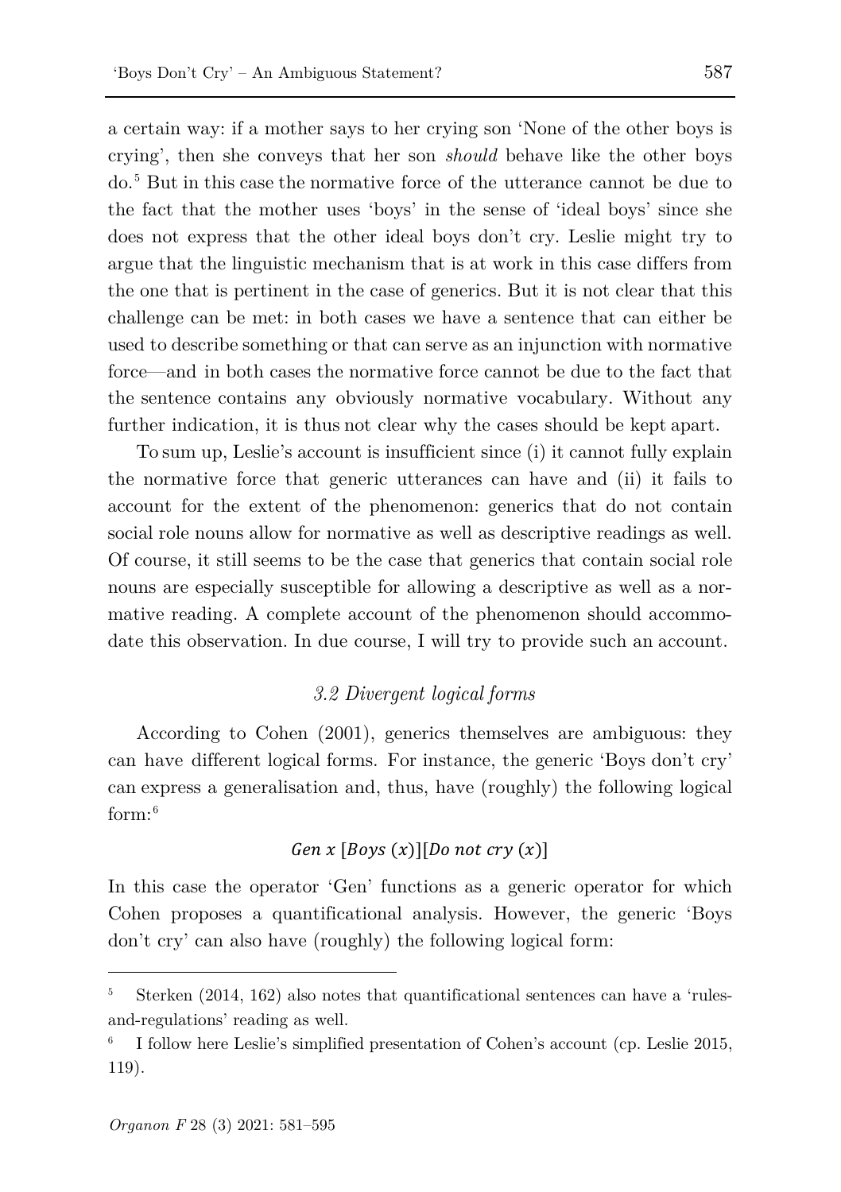a certain way: if a mother says to her crying son 'None of the other boys is crying', then she conveys that her son *should* behave like the other boys do.[5] But in this case the normative force of the utterance cannot be due to the fact that the mother uses 'boys' in the sense of 'ideal boys' since she does not express that the other ideal boys don't cry. Leslie might try to argue that the linguistic mechanism that is at work in this case differs from the one that is pertinent in the case of generics. But it is not clear that this challenge can be met: in both cases we have a sentence that can either be used to describe something or that can serve as an injunction with normative force—and in both cases the normative force cannot be due to the fact that the sentence contains any obviously normative vocabulary. Without any further indication, it is thus not clear why the cases should be kept apart.

To sum up, Leslie's account is insufficient since (i) it cannot fully explain the normative force that generic utterances can have and (ii) it fails to account for the extent of the phenomenon: generics that do not contain social role nouns allow for normative as well as descriptive readings as well. Of course, it still seems to be the case that generics that contain social role nouns are especially susceptible for allowing a descriptive as well as a normative reading. A complete account of the phenomenon should accommodate this observation. In due course, I will try to provide such an account.

### *3.2 Divergent logical forms*

According to Cohen (2001), generics themselves are ambiguous: they can have different logical forms. For instance, the generic 'Boys don't cry' can express a generalisation and, thus, have (roughly) the following logical form:[6]

$$Gen\ x\ [Boys\ (x)][Do\ not\ cry\ (x)]$$

In this case the operator 'Gen' functions as a generic operator for which Cohen proposes a quantificational analysis. However, the generic 'Boys don't cry' can also have (roughly) the following logical form:

---

[5] Sterken (2014, 162) also notes that quantificational sentences can have a 'rules-and-regulations' reading as well.

[6] I follow here Leslie's simplified presentation of Cohen's account (cp. Leslie 2015, 119).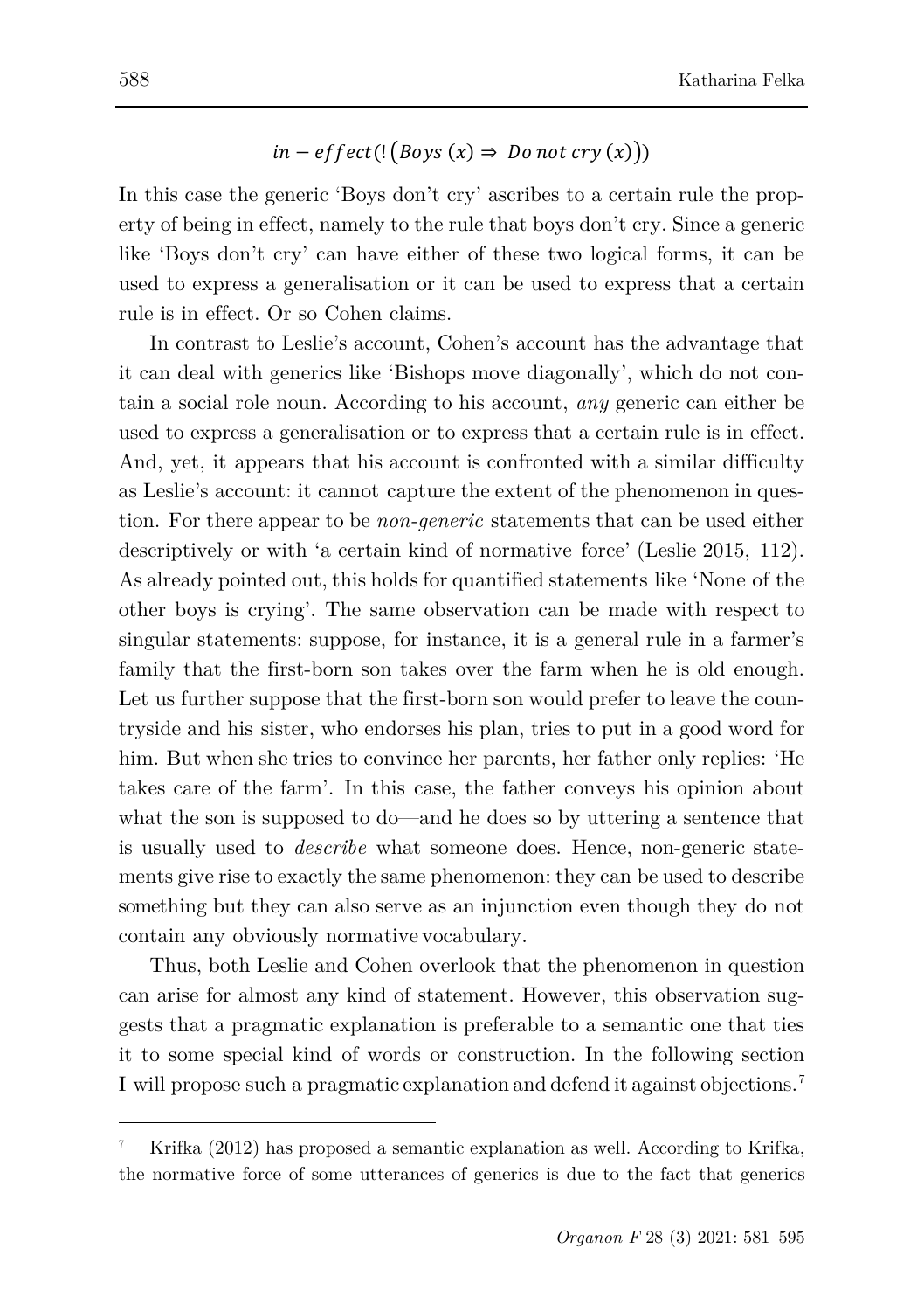$$in - effect(!(Boys\ (x) \Rightarrow\ Do\ not\ cry\ (x)))$$

In this case the generic 'Boys don't cry' ascribes to a certain rule the property of being in effect, namely to the rule that boys don't cry. Since a generic like 'Boys don't cry' can have either of these two logical forms, it can be used to express a generalisation or it can be used to express that a certain rule is in effect. Or so Cohen claims.

In contrast to Leslie's account, Cohen's account has the advantage that it can deal with generics like 'Bishops move diagonally', which do not contain a social role noun. According to his account, *any* generic can either be used to express a generalisation or to express that a certain rule is in effect. And, yet, it appears that his account is confronted with a similar difficulty as Leslie's account: it cannot capture the extent of the phenomenon in question. For there appear to be *non-generic* statements that can be used either descriptively or with 'a certain kind of normative force' (Leslie 2015, 112). As already pointed out, this holds for quantified statements like 'None of the other boys is crying'. The same observation can be made with respect to singular statements: suppose, for instance, it is a general rule in a farmer's family that the first-born son takes over the farm when he is old enough. Let us further suppose that the first-born son would prefer to leave the countryside and his sister, who endorses his plan, tries to put in a good word for him. But when she tries to convince her parents, her father only replies: 'He takes care of the farm'. In this case, the father conveys his opinion about what the son is supposed to do—and he does so by uttering a sentence that is usually used to *describe* what someone does. Hence, non-generic statements give rise to exactly the same phenomenon: they can be used to describe something but they can also serve as an injunction even though they do not contain any obviously normative vocabulary.

Thus, both Leslie and Cohen overlook that the phenomenon in question can arise for almost any kind of statement. However, this observation suggests that a pragmatic explanation is preferable to a semantic one that ties it to some special kind of words or construction. In the following section I will propose such a pragmatic explanation and defend it against objections.[7]

---

[7] Krifka (2012) has proposed a semantic explanation as well. According to Krifka, the normative force of some utterances of generics is due to the fact that generics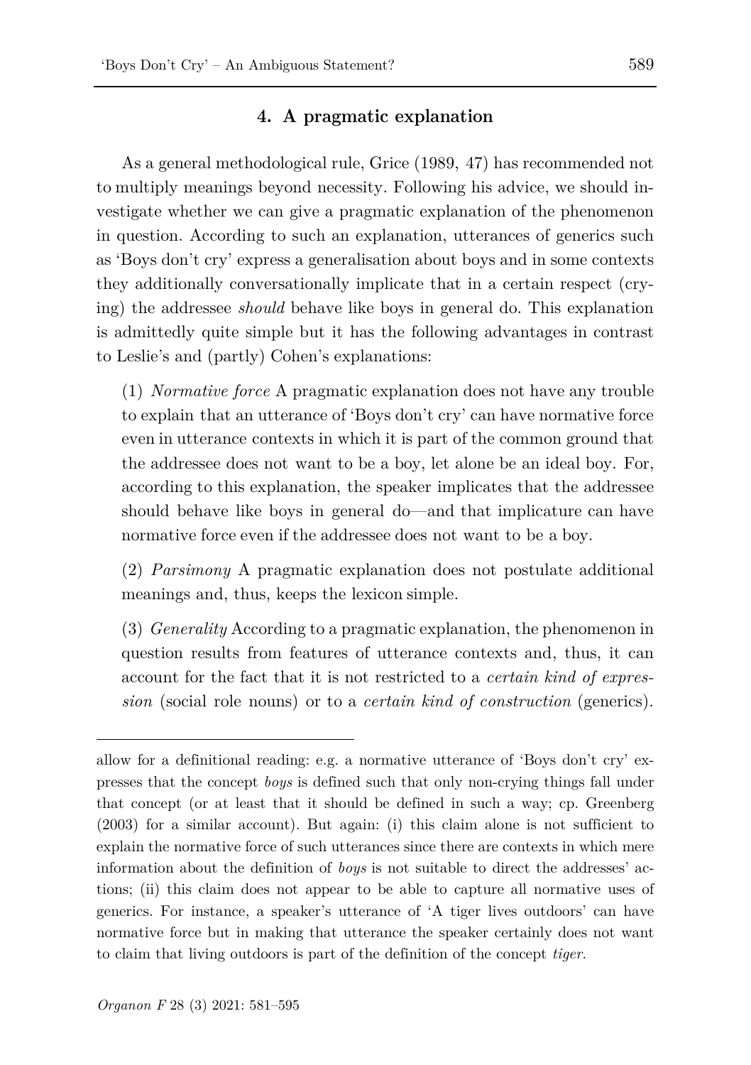## 4. A pragmatic explanation

As a general methodological rule, Grice (1989, 47) has recommended not to multiply meanings beyond necessity. Following his advice, we should investigate whether we can give a pragmatic explanation of the phenomenon in question. According to such an explanation, utterances of generics such as 'Boys don't cry' express a generalisation about boys and in some contexts they additionally conversationally implicate that in a certain respect (crying) the addressee *should* behave like boys in general do. This explanation is admittedly quite simple but it has the following advantages in contrast to Leslie's and (partly) Cohen's explanations:

(1) *Normative force* A pragmatic explanation does not have any trouble to explain that an utterance of 'Boys don't cry' can have normative force even in utterance contexts in which it is part of the common ground that the addressee does not want to be a boy, let alone be an ideal boy. For, according to this explanation, the speaker implicates that the addressee should behave like boys in general do—and that implicature can have normative force even if the addressee does not want to be a boy.

(2) *Parsimony* A pragmatic explanation does not postulate additional meanings and, thus, keeps the lexicon simple.

(3) *Generality* According to a pragmatic explanation, the phenomenon in question results from features of utterance contexts and, thus, it can account for the fact that it is not restricted to a *certain kind of expression* (social role nouns) or to a *certain kind of construction* (generics).

---

allow for a definitional reading: e.g. a normative utterance of 'Boys don't cry' expresses that the concept *boys* is defined such that only non-crying things fall under that concept (or at least that it should be defined in such a way; cp. Greenberg (2003) for a similar account). But again: (i) this claim alone is not sufficient to explain the normative force of such utterances since there are contexts in which mere information about the definition of *boys* is not suitable to direct the addresses' actions; (ii) this claim does not appear to be able to capture all normative uses of generics. For instance, a speaker's utterance of 'A tiger lives outdoors' can have normative force but in making that utterance the speaker certainly does not want to claim that living outdoors is part of the definition of the concept *tiger*.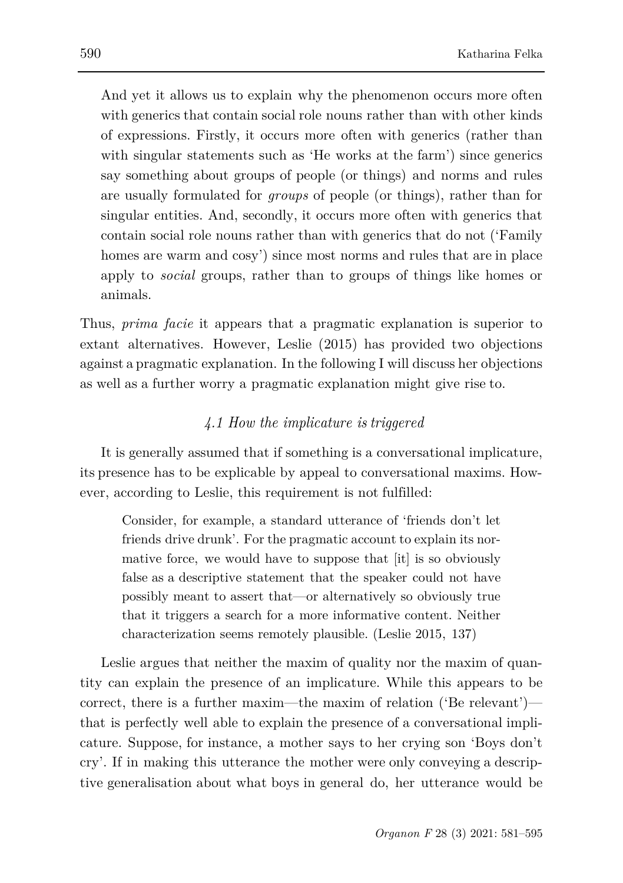And yet it allows us to explain why the phenomenon occurs more often with generics that contain social role nouns rather than with other kinds of expressions. Firstly, it occurs more often with generics (rather than with singular statements such as 'He works at the farm') since generics say something about groups of people (or things) and norms and rules are usually formulated for *groups* of people (or things), rather than for singular entities. And, secondly, it occurs more often with generics that contain social role nouns rather than with generics that do not ('Family homes are warm and cosy') since most norms and rules that are in place apply to *social* groups, rather than to groups of things like homes or animals.

Thus, *prima facie* it appears that a pragmatic explanation is superior to extant alternatives. However, Leslie (2015) has provided two objections against a pragmatic explanation. In the following I will discuss her objections as well as a further worry a pragmatic explanation might give rise to.

### *4.1 How the implicature is triggered*

It is generally assumed that if something is a conversational implicature, its presence has to be explicable by appeal to conversational maxims. However, according to Leslie, this requirement is not fulfilled:

> Consider, for example, a standard utterance of 'friends don't let friends drive drunk'. For the pragmatic account to explain its normative force, we would have to suppose that [it] is so obviously false as a descriptive statement that the speaker could not have possibly meant to assert that—or alternatively so obviously true that it triggers a search for a more informative content. Neither characterization seems remotely plausible. (Leslie 2015, 137)

Leslie argues that neither the maxim of quality nor the maxim of quantity can explain the presence of an implicature. While this appears to be correct, there is a further maxim—the maxim of relation ('Be relevant')—that is perfectly well able to explain the presence of a conversational implicature. Suppose, for instance, a mother says to her crying son 'Boys don't cry'. If in making this utterance the mother were only conveying a descriptive generalisation about what boys in general do, her utterance would be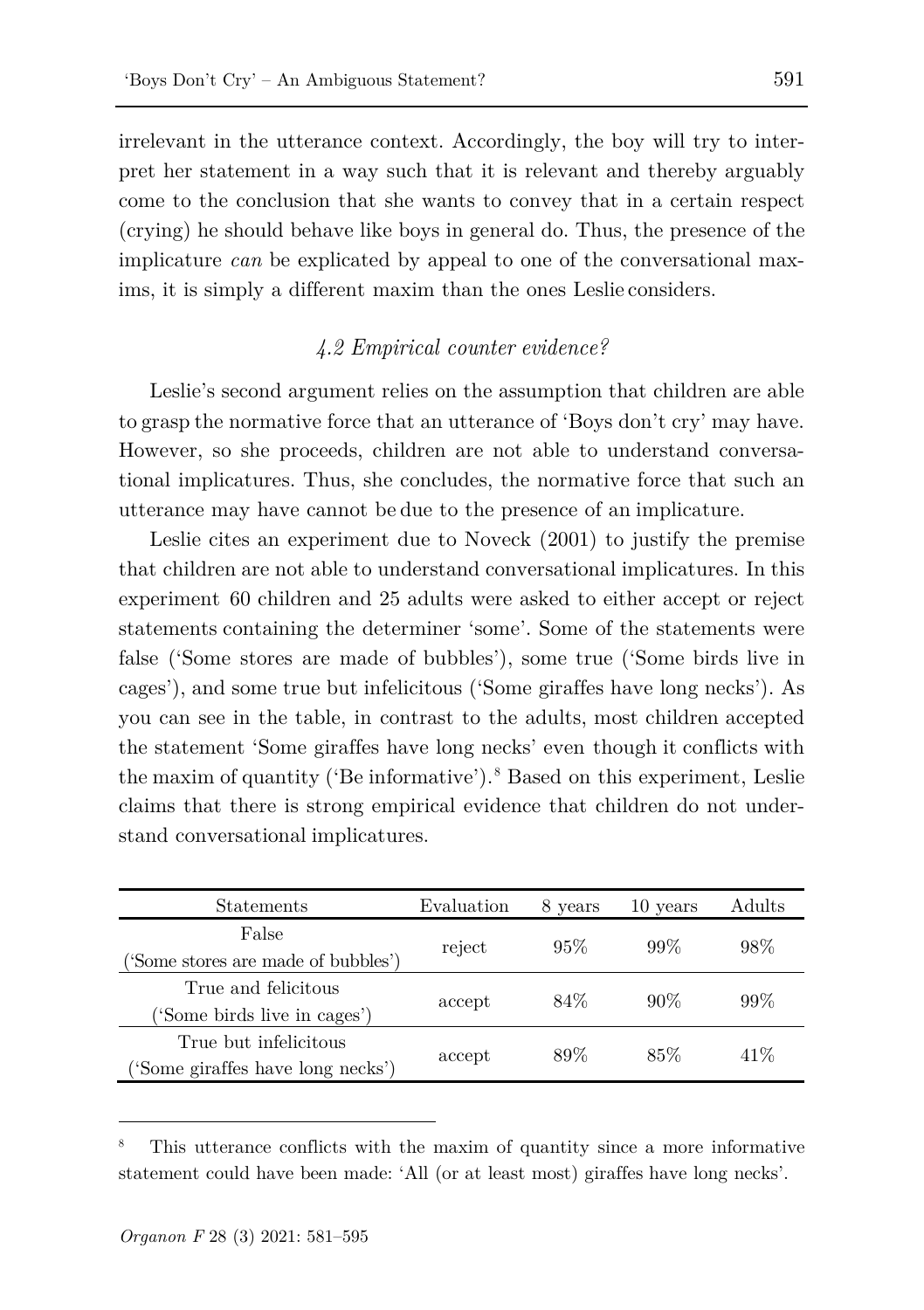irrelevant in the utterance context. Accordingly, the boy will try to interpret her statement in a way such that it is relevant and thereby arguably come to the conclusion that she wants to convey that in a certain respect (crying) he should behave like boys in general do. Thus, the presence of the implicature *can* be explicated by appeal to one of the conversational maxims, it is simply a different maxim than the ones Leslie considers.

### *4.2 Empirical counter evidence?*

Leslie's second argument relies on the assumption that children are able to grasp the normative force that an utterance of 'Boys don't cry' may have. However, so she proceeds, children are not able to understand conversational implicatures. Thus, she concludes, the normative force that such an utterance may have cannot be due to the presence of an implicature.

Leslie cites an experiment due to Noveck (2001) to justify the premise that children are not able to understand conversational implicatures. In this experiment 60 children and 25 adults were asked to either accept or reject statements containing the determiner 'some'. Some of the statements were false ('Some stores are made of bubbles'), some true ('Some birds live in cages'), and some true but infelicitous ('Some giraffes have long necks'). As you can see in the table, in contrast to the adults, most children accepted the statement 'Some giraffes have long necks' even though it conflicts with the maxim of quantity ('Be informative').[8] Based on this experiment, Leslie claims that there is strong empirical evidence that children do not understand conversational implicatures.

| Statements | Evaluation | 8 years | 10 years | Adults |
|---|---|---|---|---|
| False ('Some stores are made of bubbles') | reject | 95% | 99% | 98% |
| True and felicitous ('Some birds live in cages') | accept | 84% | 90% | 99% |
| True but infelicitous ('Some giraffes have long necks') | accept | 89% | 85% | 41% |

[8] This utterance conflicts with the maxim of quantity since a more informative statement could have been made: 'All (or at least most) giraffes have long necks'.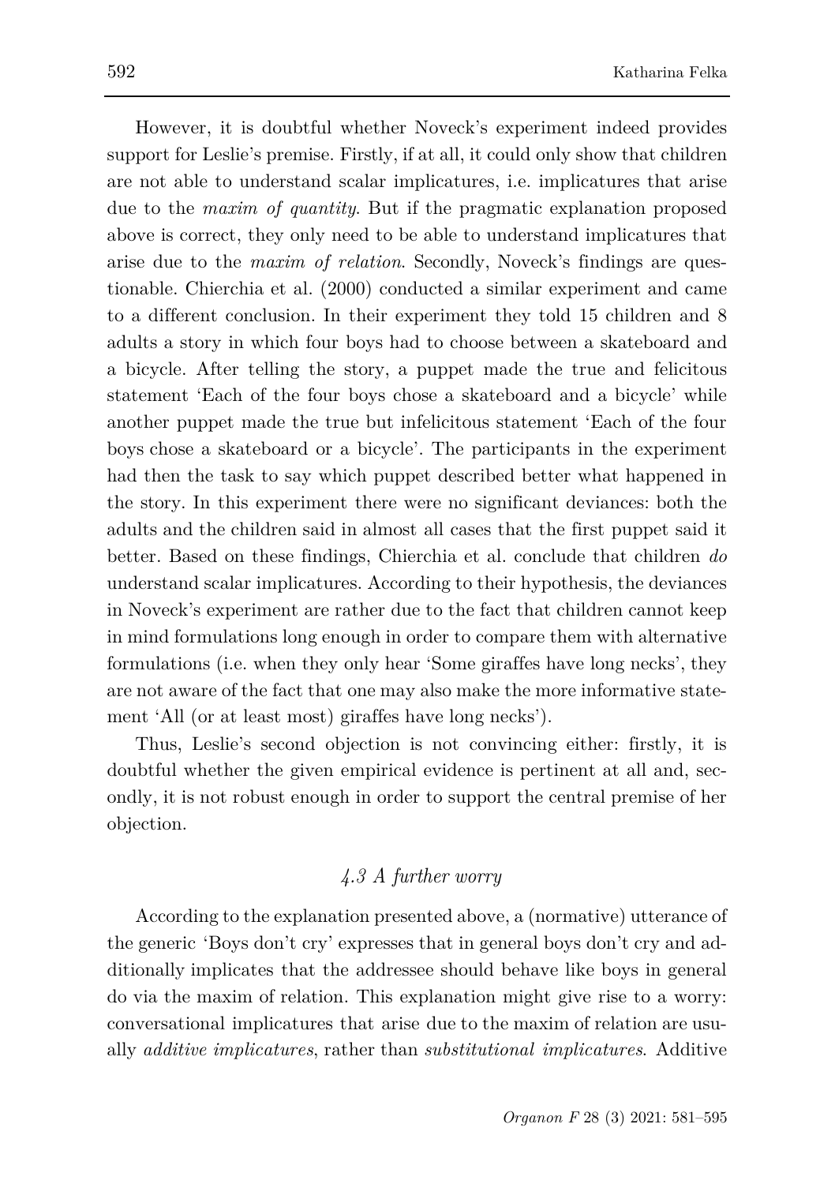However, it is doubtful whether Noveck's experiment indeed provides support for Leslie's premise. Firstly, if at all, it could only show that children are not able to understand scalar implicatures, i.e. implicatures that arise due to the *maxim of quantity*. But if the pragmatic explanation proposed above is correct, they only need to be able to understand implicatures that arise due to the *maxim of relation*. Secondly, Noveck's findings are questionable. Chierchia et al. (2000) conducted a similar experiment and came to a different conclusion. In their experiment they told 15 children and 8 adults a story in which four boys had to choose between a skateboard and a bicycle. After telling the story, a puppet made the true and felicitous statement 'Each of the four boys chose a skateboard and a bicycle' while another puppet made the true but infelicitous statement 'Each of the four boys chose a skateboard or a bicycle'. The participants in the experiment had then the task to say which puppet described better what happened in the story. In this experiment there were no significant deviances: both the adults and the children said in almost all cases that the first puppet said it better. Based on these findings, Chierchia et al. conclude that children *do* understand scalar implicatures. According to their hypothesis, the deviances in Noveck's experiment are rather due to the fact that children cannot keep in mind formulations long enough in order to compare them with alternative formulations (i.e. when they only hear 'Some giraffes have long necks', they are not aware of the fact that one may also make the more informative statement 'All (or at least most) giraffes have long necks').

Thus, Leslie's second objection is not convincing either: firstly, it is doubtful whether the given empirical evidence is pertinent at all and, secondly, it is not robust enough in order to support the central premise of her objection.

### *4.3 A further worry*

According to the explanation presented above, a (normative) utterance of the generic 'Boys don't cry' expresses that in general boys don't cry and additionally implicates that the addressee should behave like boys in general do via the maxim of relation. This explanation might give rise to a worry: conversational implicatures that arise due to the maxim of relation are usually *additive implicatures*, rather than *substitutional implicatures*. Additive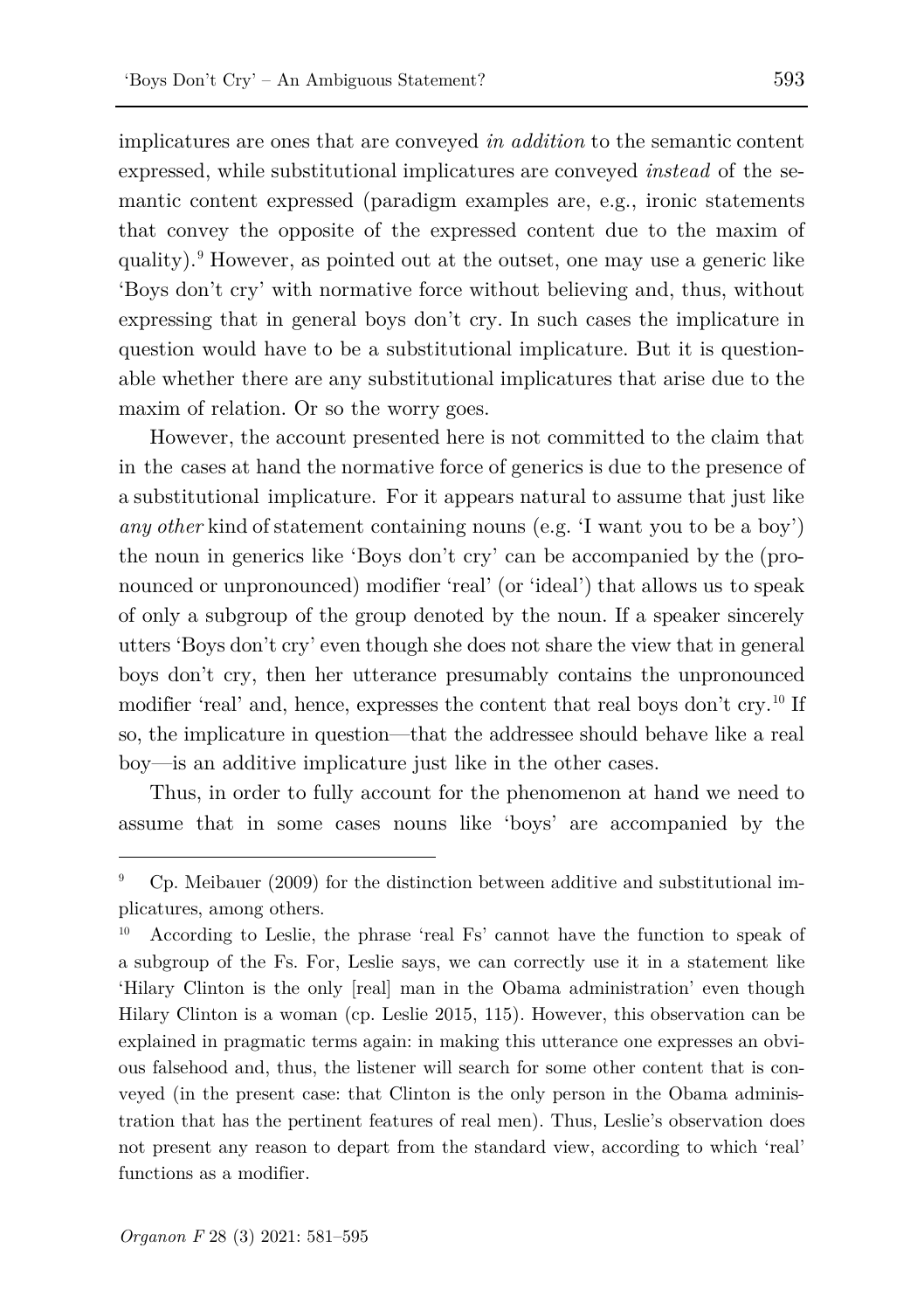implicatures are ones that are conveyed *in addition* to the semantic content expressed, while substitutional implicatures are conveyed *instead* of the semantic content expressed (paradigm examples are, e.g., ironic statements that convey the opposite of the expressed content due to the maxim of quality).[9] However, as pointed out at the outset, one may use a generic like 'Boys don't cry' with normative force without believing and, thus, without expressing that in general boys don't cry. In such cases the implicature in question would have to be a substitutional implicature. But it is questionable whether there are any substitutional implicatures that arise due to the maxim of relation. Or so the worry goes.

However, the account presented here is not committed to the claim that in the cases at hand the normative force of generics is due to the presence of a substitutional implicature. For it appears natural to assume that just like *any other* kind of statement containing nouns (e.g. 'I want you to be a boy') the noun in generics like 'Boys don't cry' can be accompanied by the (pronounced or unpronounced) modifier 'real' (or 'ideal') that allows us to speak of only a subgroup of the group denoted by the noun. If a speaker sincerely utters 'Boys don't cry' even though she does not share the view that in general boys don't cry, then her utterance presumably contains the unpronounced modifier 'real' and, hence, expresses the content that real boys don't cry.[10] If so, the implicature in question—that the addressee should behave like a real boy—is an additive implicature just like in the other cases.

Thus, in order to fully account for the phenomenon at hand we need to assume that in some cases nouns like 'boys' are accompanied by the

---

[9] Cp. Meibauer (2009) for the distinction between additive and substitutional implicatures, among others.

[10] According to Leslie, the phrase 'real Fs' cannot have the function to speak of a subgroup of the Fs. For, Leslie says, we can correctly use it in a statement like 'Hilary Clinton is the only [real] man in the Obama administration' even though Hilary Clinton is a woman (cp. Leslie 2015, 115). However, this observation can be explained in pragmatic terms again: in making this utterance one expresses an obvious falsehood and, thus, the listener will search for some other content that is conveyed (in the present case: that Clinton is the only person in the Obama administration that has the pertinent features of real men). Thus, Leslie's observation does not present any reason to depart from the standard view, according to which 'real' functions as a modifier.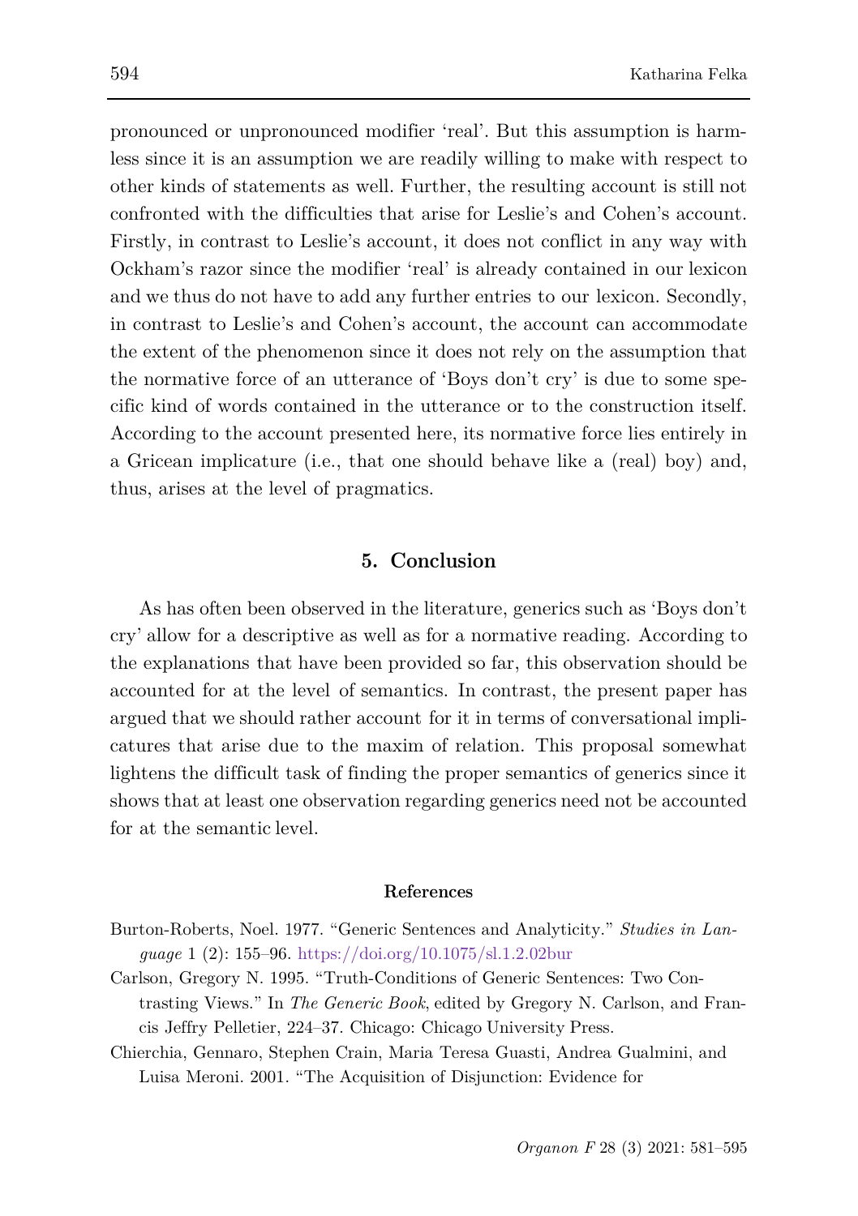pronounced or unpronounced modifier 'real'. But this assumption is harmless since it is an assumption we are readily willing to make with respect to other kinds of statements as well. Further, the resulting account is still not confronted with the difficulties that arise for Leslie's and Cohen's account. Firstly, in contrast to Leslie's account, it does not conflict in any way with Ockham's razor since the modifier 'real' is already contained in our lexicon and we thus do not have to add any further entries to our lexicon. Secondly, in contrast to Leslie's and Cohen's account, the account can accommodate the extent of the phenomenon since it does not rely on the assumption that the normative force of an utterance of 'Boys don't cry' is due to some specific kind of words contained in the utterance or to the construction itself. According to the account presented here, its normative force lies entirely in a Gricean implicature (i.e., that one should behave like a (real) boy) and, thus, arises at the level of pragmatics.

## 5. Conclusion

As has often been observed in the literature, generics such as 'Boys don't cry' allow for a descriptive as well as for a normative reading. According to the explanations that have been provided so far, this observation should be accounted for at the level of semantics. In contrast, the present paper has argued that we should rather account for it in terms of conversational implicatures that arise due to the maxim of relation. This proposal somewhat lightens the difficult task of finding the proper semantics of generics since it shows that at least one observation regarding generics need not be accounted for at the semantic level.

### References

Burton-Roberts, Noel. 1977. "Generic Sentences and Analyticity." *Studies in Language* 1 (2): 155–96. https://doi.org/10.1075/sl.1.2.02bur

Carlson, Gregory N. 1995. "Truth-Conditions of Generic Sentences: Two Contrasting Views." In *The Generic Book*, edited by Gregory N. Carlson, and Francis Jeffry Pelletier, 224–37. Chicago: Chicago University Press.

Chierchia, Gennaro, Stephen Crain, Maria Teresa Guasti, Andrea Gualmini, and Luisa Meroni. 2001. "The Acquisition of Disjunction: Evidence for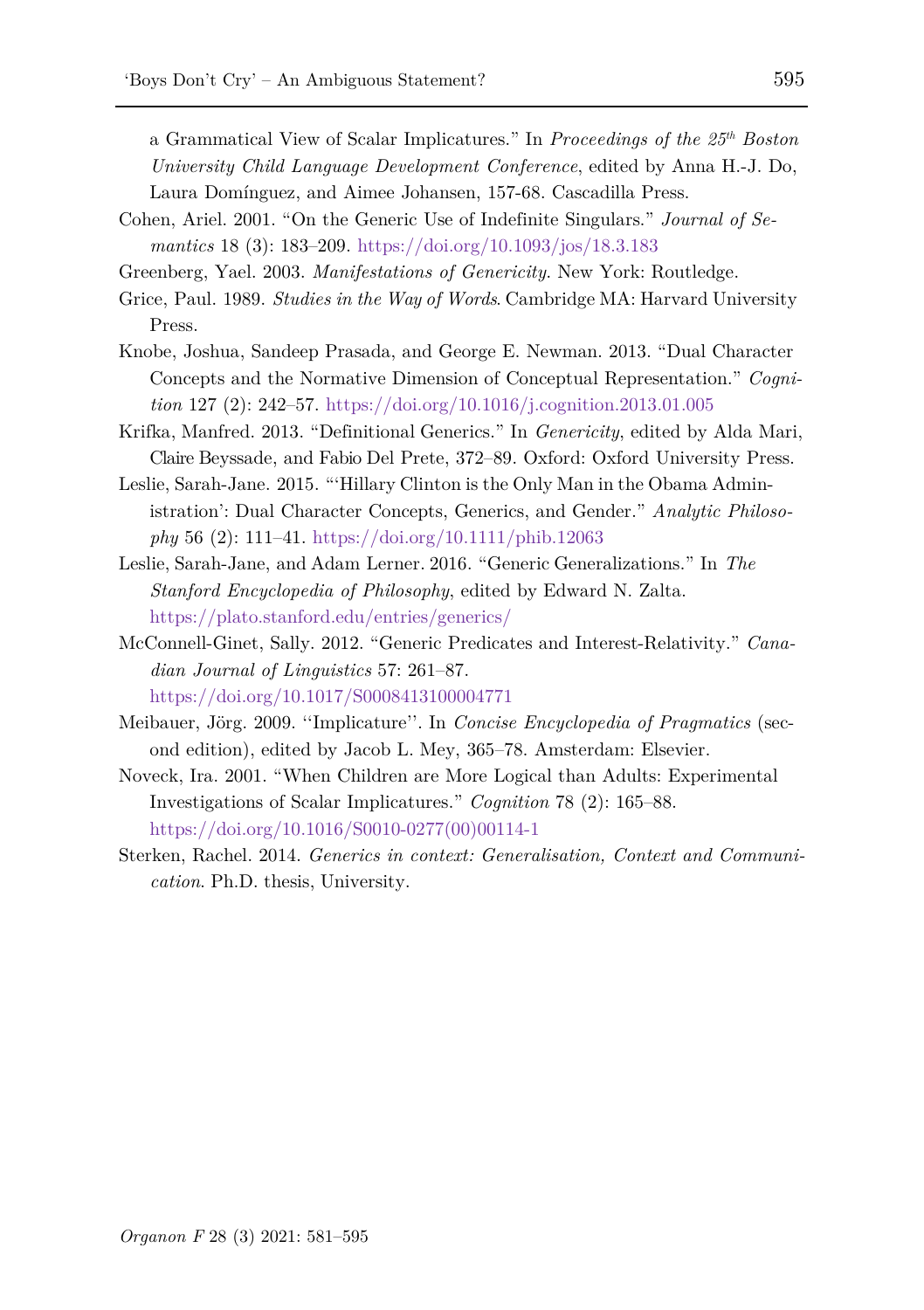a Grammatical View of Scalar Implicatures." In *Proceedings of the 25th Boston University Child Language Development Conference*, edited by Anna H.-J. Do, Laura Domínguez, and Aimee Johansen, 157-68. Cascadilla Press.

Cohen, Ariel. 2001. "On the Generic Use of Indefinite Singulars." *Journal of Semantics* 18 (3): 183–209. https://doi.org/10.1093/jos/18.3.183

Greenberg, Yael. 2003. *Manifestations of Genericity*. New York: Routledge.

Grice, Paul. 1989. *Studies in the Way of Words*. Cambridge MA: Harvard University Press.

Knobe, Joshua, Sandeep Prasada, and George E. Newman. 2013. "Dual Character Concepts and the Normative Dimension of Conceptual Representation." *Cognition* 127 (2): 242–57. https://doi.org/10.1016/j.cognition.2013.01.005

Krifka, Manfred. 2013. "Definitional Generics." In *Genericity*, edited by Alda Mari, Claire Beyssade, and Fabio Del Prete, 372–89. Oxford: Oxford University Press.

Leslie, Sarah-Jane. 2015. "'Hillary Clinton is the Only Man in the Obama Administration': Dual Character Concepts, Generics, and Gender." *Analytic Philosophy* 56 (2): 111–41. https://doi.org/10.1111/phib.12063

Leslie, Sarah-Jane, and Adam Lerner. 2016. "Generic Generalizations." In *The Stanford Encyclopedia of Philosophy*, edited by Edward N. Zalta. https://plato.stanford.edu/entries/generics/

McConnell-Ginet, Sally. 2012. "Generic Predicates and Interest-Relativity." *Canadian Journal of Linguistics* 57: 261–87. https://doi.org/10.1017/S0008413100004771

Meibauer, Jörg. 2009. ''Implicature''. In *Concise Encyclopedia of Pragmatics* (second edition), edited by Jacob L. Mey, 365–78. Amsterdam: Elsevier.

Noveck, Ira. 2001. "When Children are More Logical than Adults: Experimental Investigations of Scalar Implicatures." *Cognition* 78 (2): 165–88. https://doi.org/10.1016/S0010-0277(00)00114-1

Sterken, Rachel. 2014. *Generics in context: Generalisation, Context and Communication*. Ph.D. thesis, University.